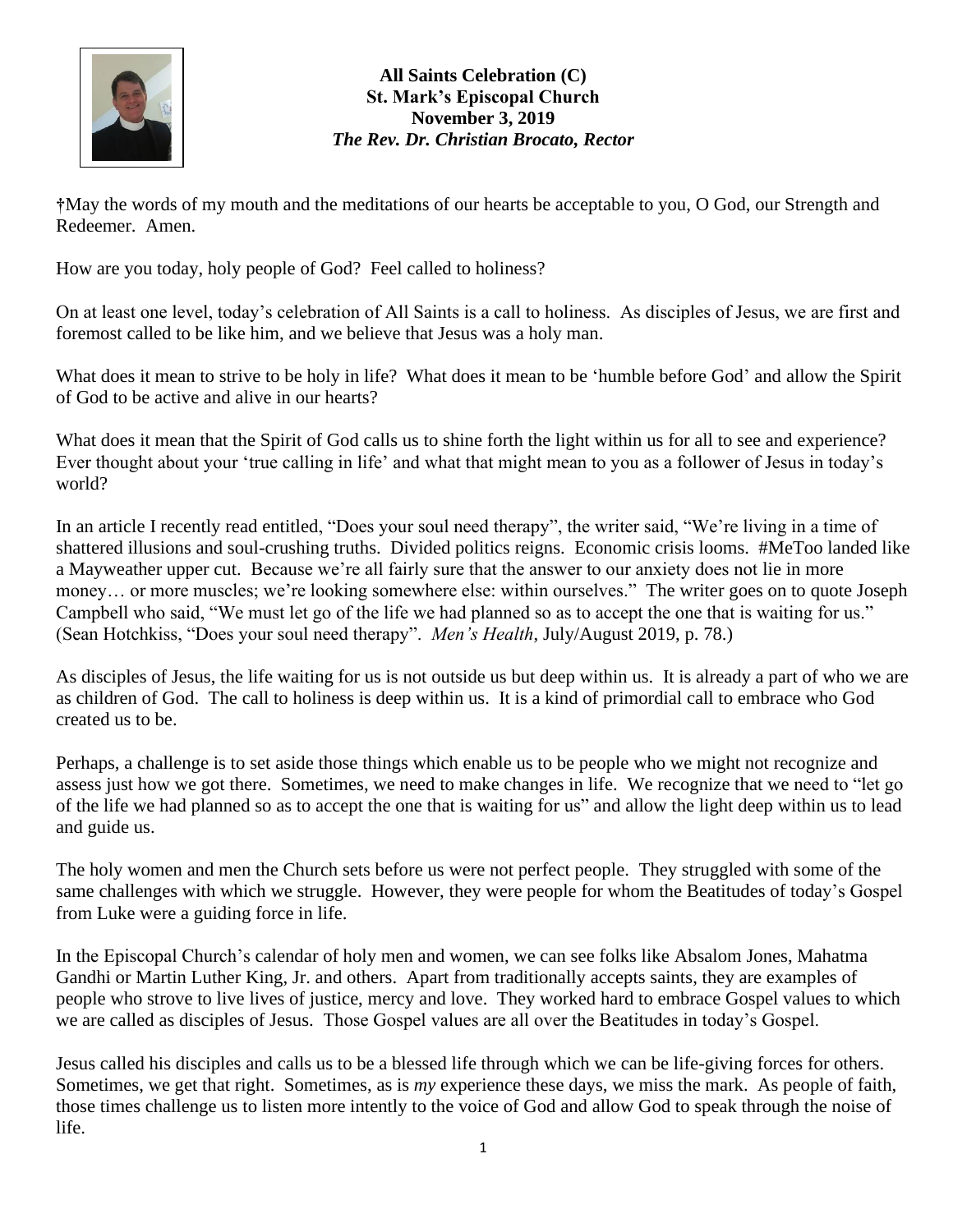**All Saints Celebration (C)**
**St. Mark's Episcopal Church**
**November 3, 2019**
***The Rev. Dr. Christian Brocato, Rector***

†May the words of my mouth and the meditations of our hearts be acceptable to you, O God, our Strength and Redeemer. Amen.

How are you today, holy people of God? Feel called to holiness?

On at least one level, today's celebration of All Saints is a call to holiness. As disciples of Jesus, we are first and foremost called to be like him, and we believe that Jesus was a holy man.

What does it mean to strive to be holy in life? What does it mean to be 'humble before God' and allow the Spirit of God to be active and alive in our hearts?

What does it mean that the Spirit of God calls us to shine forth the light within us for all to see and experience? Ever thought about your 'true calling in life' and what that might mean to you as a follower of Jesus in today's world?

In an article I recently read entitled, "Does your soul need therapy", the writer said, "We're living in a time of shattered illusions and soul-crushing truths. Divided politics reigns. Economic crisis looms. #MeToo landed like a Mayweather upper cut. Because we're all fairly sure that the answer to our anxiety does not lie in more money… or more muscles; we're looking somewhere else: within ourselves." The writer goes on to quote Joseph Campbell who said, "We must let go of the life we had planned so as to accept the one that is waiting for us." (Sean Hotchkiss, "Does your soul need therapy". *Men's Health*, July/August 2019, p. 78.)

As disciples of Jesus, the life waiting for us is not outside us but deep within us. It is already a part of who we are as children of God. The call to holiness is deep within us. It is a kind of primordial call to embrace who God created us to be.

Perhaps, a challenge is to set aside those things which enable us to be people who we might not recognize and assess just how we got there. Sometimes, we need to make changes in life. We recognize that we need to "let go of the life we had planned so as to accept the one that is waiting for us" and allow the light deep within us to lead and guide us.

The holy women and men the Church sets before us were not perfect people. They struggled with some of the same challenges with which we struggle. However, they were people for whom the Beatitudes of today's Gospel from Luke were a guiding force in life.

In the Episcopal Church's calendar of holy men and women, we can see folks like Absalom Jones, Mahatma Gandhi or Martin Luther King, Jr. and others. Apart from traditionally accepts saints, they are examples of people who strove to live lives of justice, mercy and love. They worked hard to embrace Gospel values to which we are called as disciples of Jesus. Those Gospel values are all over the Beatitudes in today's Gospel.

Jesus called his disciples and calls us to be a blessed life through which we can be life-giving forces for others. Sometimes, we get that right. Sometimes, as is *my* experience these days, we miss the mark. As people of faith, those times challenge us to listen more intently to the voice of God and allow God to speak through the noise of life.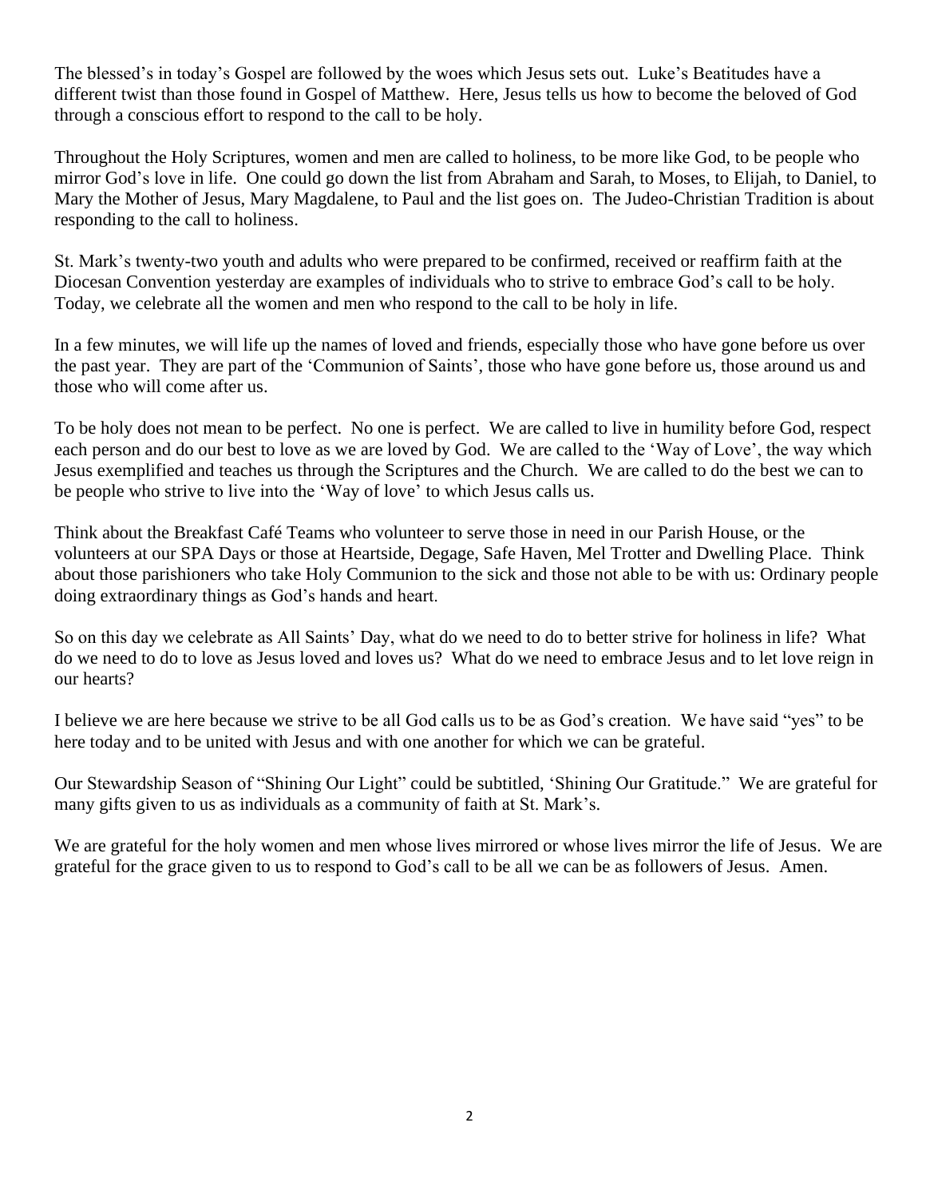The blessed's in today's Gospel are followed by the woes which Jesus sets out. Luke's Beatitudes have a different twist than those found in Gospel of Matthew. Here, Jesus tells us how to become the beloved of God through a conscious effort to respond to the call to be holy.

Throughout the Holy Scriptures, women and men are called to holiness, to be more like God, to be people who mirror God's love in life. One could go down the list from Abraham and Sarah, to Moses, to Elijah, to Daniel, to Mary the Mother of Jesus, Mary Magdalene, to Paul and the list goes on. The Judeo-Christian Tradition is about responding to the call to holiness.

St. Mark's twenty-two youth and adults who were prepared to be confirmed, received or reaffirm faith at the Diocesan Convention yesterday are examples of individuals who to strive to embrace God's call to be holy. Today, we celebrate all the women and men who respond to the call to be holy in life.

In a few minutes, we will life up the names of loved and friends, especially those who have gone before us over the past year. They are part of the 'Communion of Saints', those who have gone before us, those around us and those who will come after us.

To be holy does not mean to be perfect. No one is perfect. We are called to live in humility before God, respect each person and do our best to love as we are loved by God. We are called to the 'Way of Love', the way which Jesus exemplified and teaches us through the Scriptures and the Church. We are called to do the best we can to be people who strive to live into the 'Way of love' to which Jesus calls us.

Think about the Breakfast Café Teams who volunteer to serve those in need in our Parish House, or the volunteers at our SPA Days or those at Heartside, Degage, Safe Haven, Mel Trotter and Dwelling Place. Think about those parishioners who take Holy Communion to the sick and those not able to be with us: Ordinary people doing extraordinary things as God's hands and heart.

So on this day we celebrate as All Saints' Day, what do we need to do to better strive for holiness in life? What do we need to do to love as Jesus loved and loves us? What do we need to embrace Jesus and to let love reign in our hearts?

I believe we are here because we strive to be all God calls us to be as God's creation. We have said "yes" to be here today and to be united with Jesus and with one another for which we can be grateful.

Our Stewardship Season of "Shining Our Light" could be subtitled, 'Shining Our Gratitude." We are grateful for many gifts given to us as individuals as a community of faith at St. Mark's.

We are grateful for the holy women and men whose lives mirrored or whose lives mirror the life of Jesus. We are grateful for the grace given to us to respond to God's call to be all we can be as followers of Jesus. Amen.